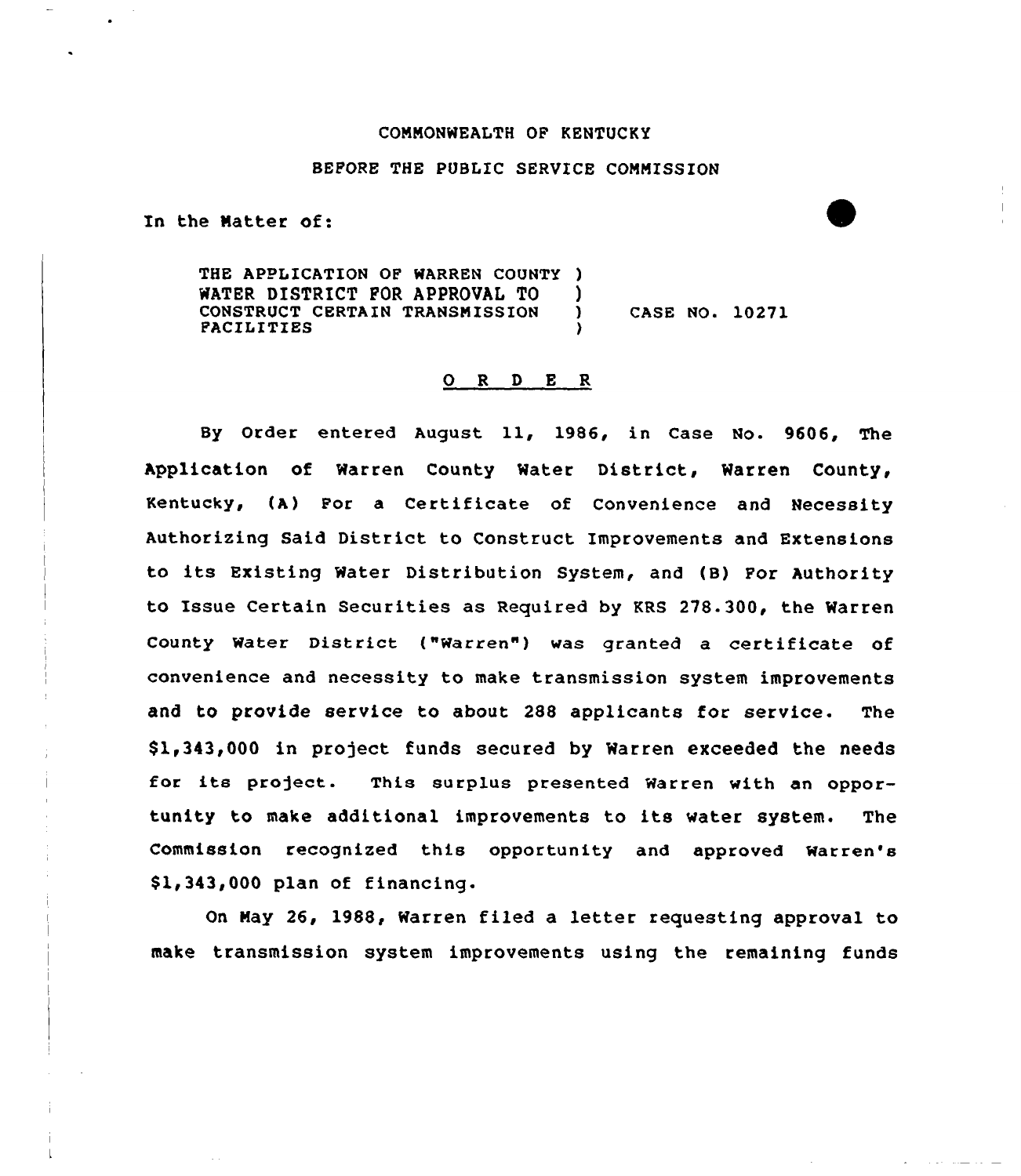COMMONWEALTH OF KENTUCKY

BEFORE THE PUBLIC SERVICE COMMISSION

In the Matter of:

THE APPLICATION OF WARREN COUNTY WATER DISTRICT FOR APPROVAL TO CONSTRUCT CERTAIN TRANSMISSION FACILITIES ) CASE NO. 10271

## O R D E R

By Order entered August 11, 1986, in Case No. 9606, The Application of Warren County Water District, Warren County, Kentucky, (A) For a Certificate of Convenience and Necessity Authorizing Said District to Construct Improvements and Extensions to its Existing Water Distribution System, and (B) For Authority to Issue Certain Securities as Required by KRS 278.300, the Warren County Water District ("Warren") was granted a certificate of convenience and necessity to make transmission system improvements and to provide service to about 288 applicants for service. The $1,343,000 in project funds secured by Warren exceeded the needs for its project. This surplus presented Warren with an opportunity to make additional improvements to its water system. The Commission recognized this opportunity and approved Warren's $1,343,000 plan of financing.

On May 26, 1988, Warren filed a letter requesting approval to make transmission system improvements using the remaining funds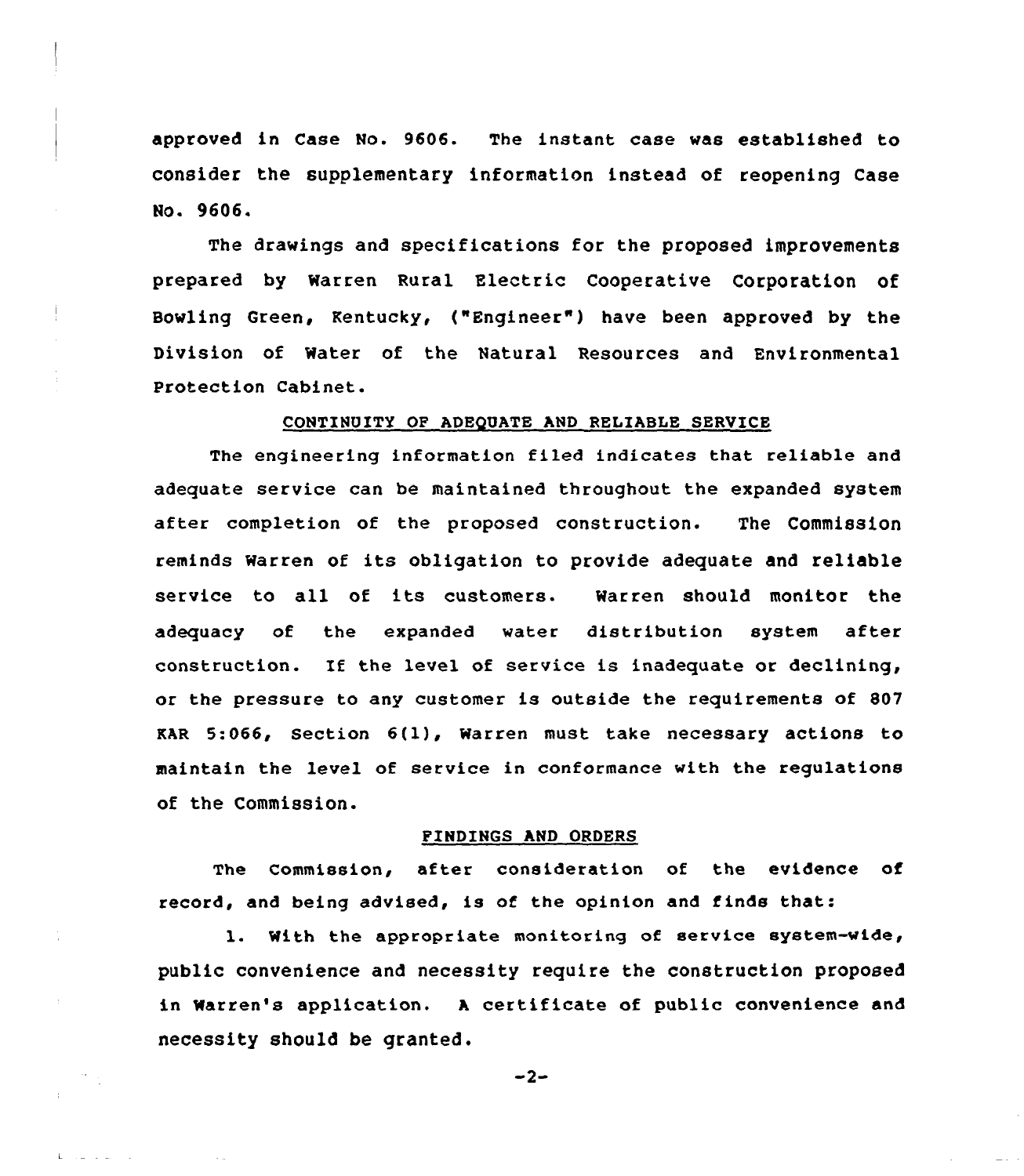approved in Case No. 9606. The instant case was established to consider the supplementary information instead of reopening Case No. 9606.

The drawings and specifications for the proposed improvements prepared by Warren Rural Electric Cooperative Corporation of Bowling Green, Kentucky, ("Engineer") have been approved by the Division of Water of the Natural Resources and Environmental Protection Cabinet.

## CONTINUITY OF ADEQUATE AND RELIABLE SERVICE

The engineering information filed indicates that reliable and adequate service can be maintained throughout the expanded system after completion of the proposed construction. The Commission reminds Warren of its obligation to provide adequate and reliable service to all of its customers. Warren should monitor the adequacy of the expanded water distribution system after construction. If the level of service is inadequate or declining, or the pressure to any customer is outside the requirements of 807 KAR 5:066, Section 6(1), Warren must take necessary actions to maintain the level of service in conformance with the regulations of the Commission.

## FINDINGS AND ORDERS

The Commission, after consideration of the evidence of record, and being advised, is of the opinion and finds that:

1. With the appropriate monitoring of service system-wide, public convenience and necessity require the construction proposed in Warren's application. A certificate of public convenience and necessity should be granted.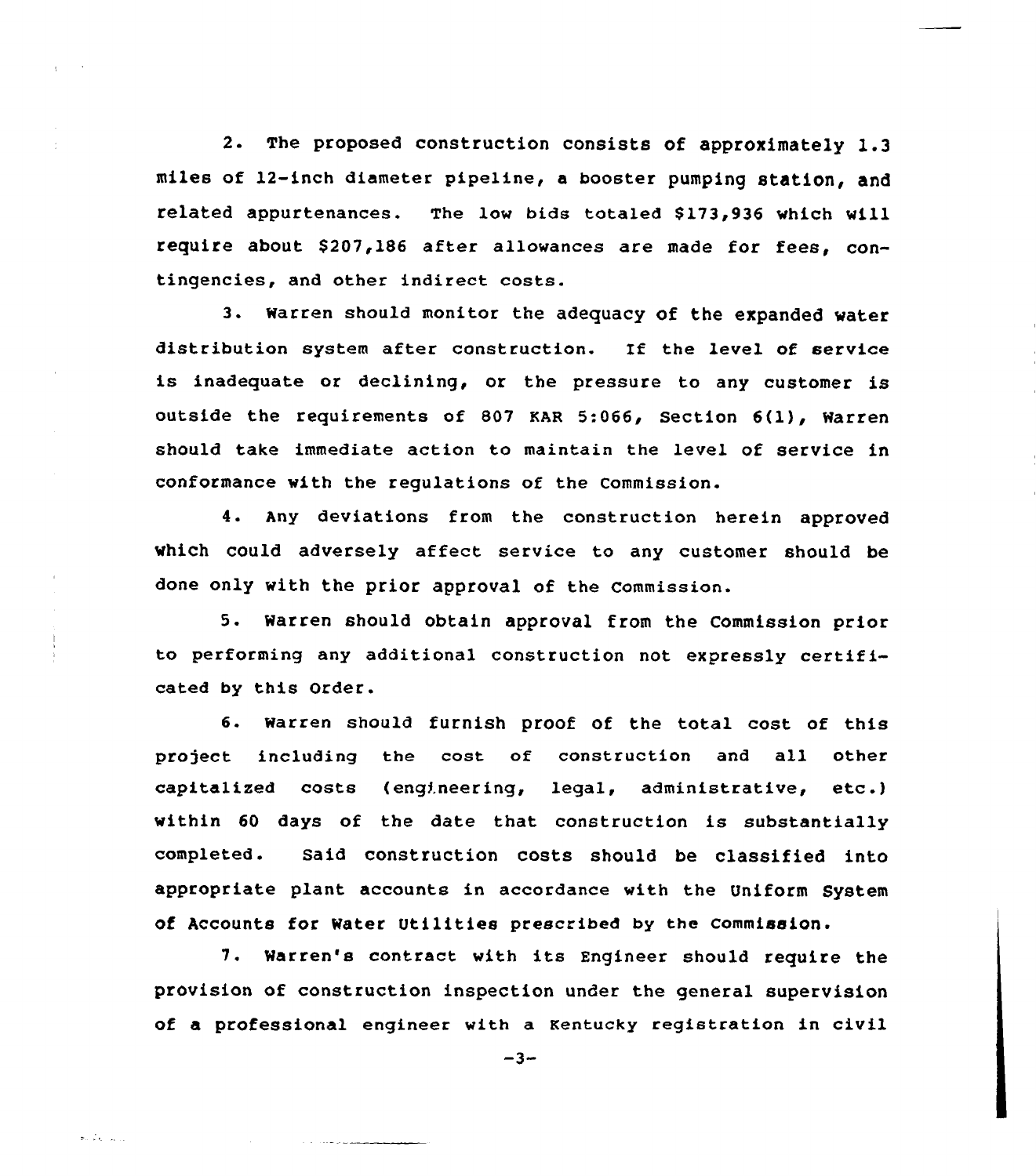2. The proposed construction consists of approximately 1.3 miles of 12-inch diameter pipeline, a booster pumping station, and related appurtenances. The low bids totaled $173,936 which will require about $207,186 after allowances are made for fees, contingencies, and other indirect costs.

3. Warren should monitor the adequacy of the expanded water distribution system after construction. If the level of service is inadequate or declining, or the pressure to any customer is outside the requirements of 807 KAR 5:066, Section 6(1), Warren should take immediate action to maintain the level of service in conformance with the regulations of the Commission.

4. Any deviations from the construction herein approved which could adversely affect service to any customer should be done only with the prior approval of the Commission.

5. Warren should obtain approval from the Commission prior to performing any additional construction not expressly certificated by this Order.

6. Warren should furnish proof of the total cost of this project including the cost of construction and all other capitalized costs (engineering, legal, administrative, etc.) within 60 days of the date that construction is substantially completed. Said construction costs should be classified into appropriate plant accounts in accordance with the Uniform System of Accounts for Water Utilities prescribed by the Commission.

7. Warren's contract with its Engineer should require the provision of construction inspection under the general supervision of a professional engineer with a Kentucky registration in civil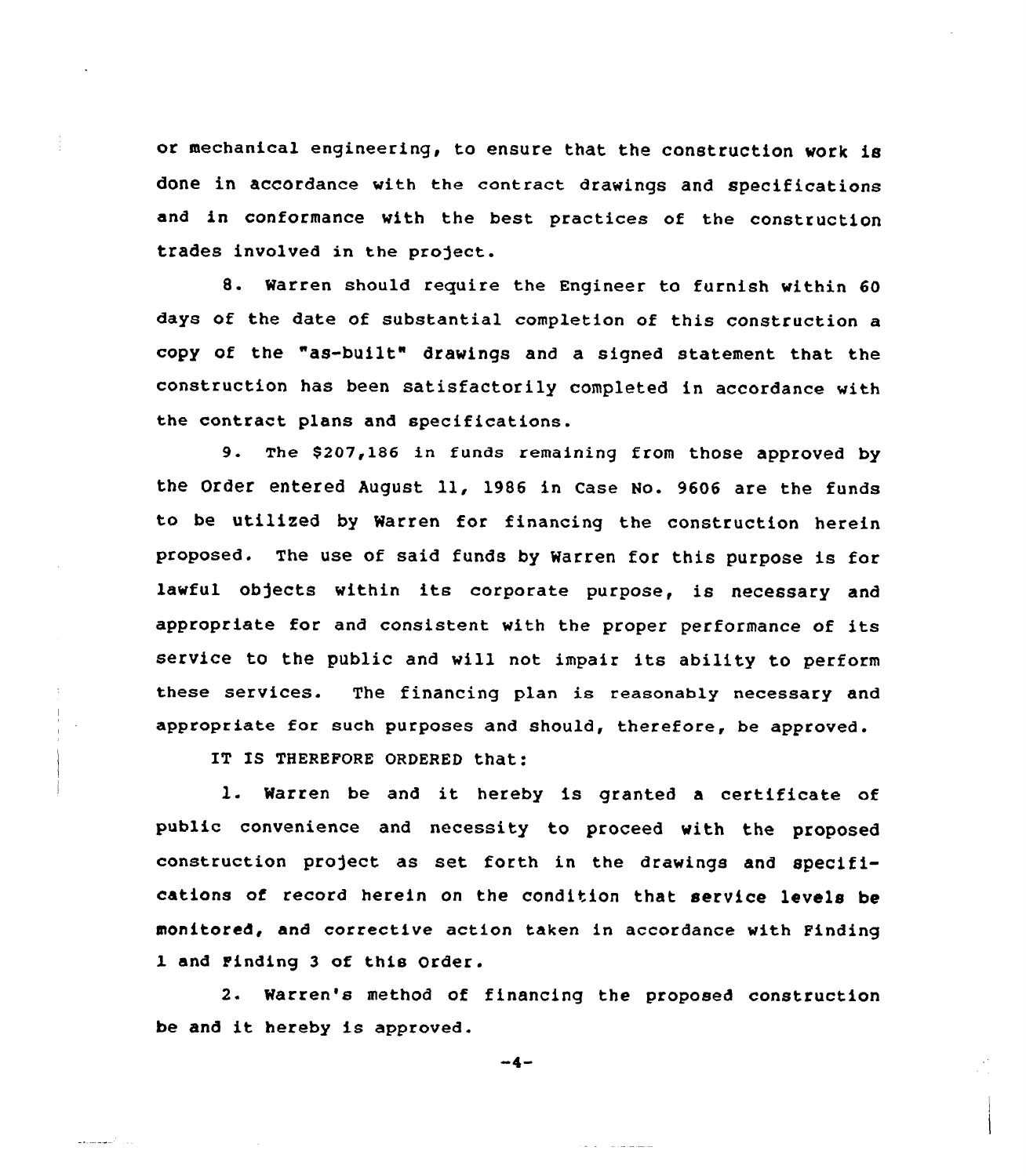or mechanical engineering, to ensure that the construction work is done in accordance with the contract drawings and specifications and in conformance with the best practices of the construction trades involved in the project.

8. Warren should require the Engineer to furnish within 60 days of the date of substantial completion of this construction a copy of the "as-built" drawings and a signed statement that the construction has been satisfactorily completed in accordance with the contract plans and specifications.

9. The $207,186 in funds remaining from those approved by the Order entered August 11, 1986 in Case No. 9606 are the funds to be utilized by Warren for financing the construction herein proposed. The use of said funds by Warren for this purpose is for lawful objects within its corporate purpose, is necessary and appropriate for and consistent with the proper performance of its service to the public and will not impair its ability to perform these services. The financing plan is reasonably necessary and appropriate for such purposes and should, therefore, be approved.

IT IS THEREFORE ORDERED that:

1. Warren be and it hereby is granted a certificate of public convenience and necessity to proceed with the proposed construction project as set forth in the drawings and specifications of record herein on the condition that service levels be monitored, and corrective action taken in accordance with Finding 1 and Finding 3 of this Order.

2. Warren's method of financing the proposed construction be and it hereby is approved.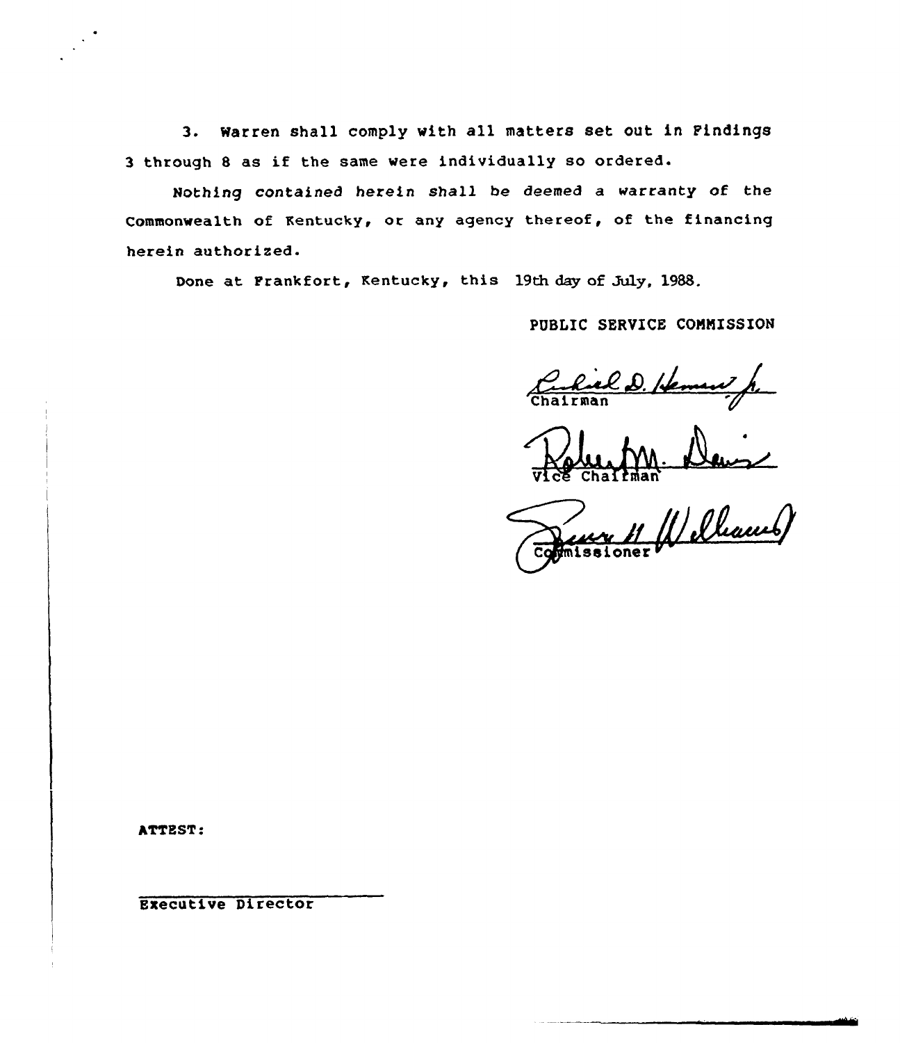3. Warren shall comply with all matters set out in Findings 3 through 8 as if the same were individually so ordered.

Nothing contained herein shall be deemed a warranty of the Commonwealth of Kentucky, or any agency thereof, of the financing herein authorized.

Done at Frankfort, Kentucky, this 19th day of July, 1988.

PUBLIC SERVICE COMMISSION

Chairman

Vice Chairman

Commissioner

ATTEST:

Executive Director